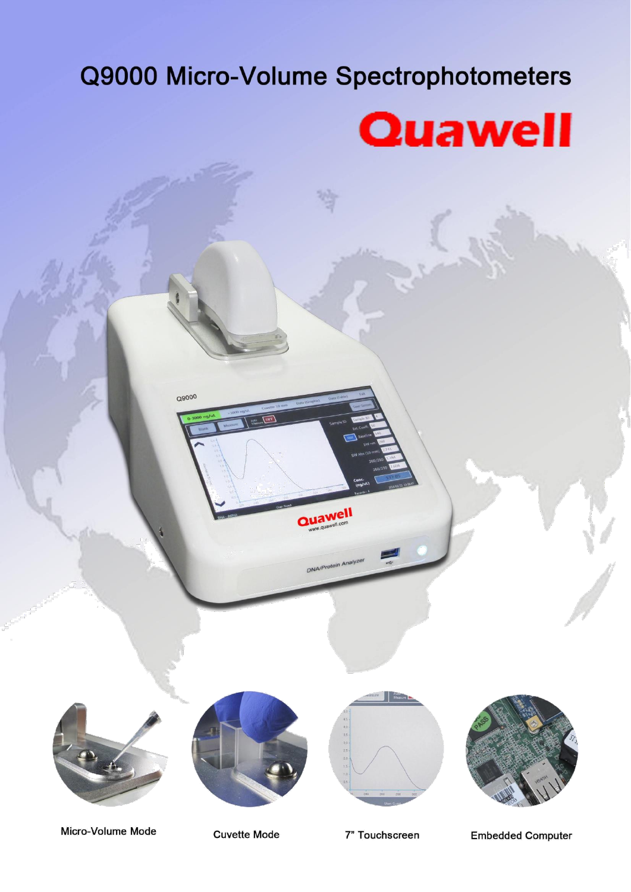# Q9000 Micro-Volume Spectrophotometers

Quawell

Micro-Volume Mode

Cuvette Mode

7" Touchscreen

Embedded Computer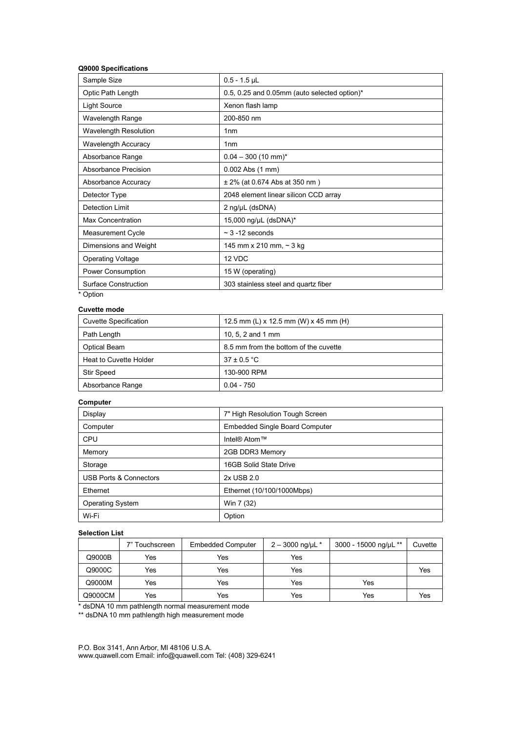**Q9000 Specifications**

| | |
|---|---|
| Sample Size | 0.5 - 1.5 µL |
| Optic Path Length | 0.5, 0.25 and 0.05mm (auto selected option)* |
| Light Source | Xenon flash lamp |
| Wavelength Range | 200-850 nm |
| Wavelength Resolution | 1nm |
| Wavelength Accuracy | 1nm |
| Absorbance Range | 0.04 – 300 (10 mm)* |
| Absorbance Precision | 0.002 Abs (1 mm) |
| Absorbance Accuracy | ± 2% (at 0.674 Abs at 350 nm ) |
| Detector Type | 2048 element linear silicon CCD array |
| Detection Limit | 2 ng/µL (dsDNA) |
| Max Concentration | 15,000 ng/µL (dsDNA)* |
| Measurement Cycle | ~ 3 -12 seconds |
| Dimensions and Weight | 145 mm x 210 mm, ~ 3 kg |
| Operating Voltage | 12 VDC |
| Power Consumption | 15 W (operating) |
| Surface Construction | 303 stainless steel and quartz fiber |

* Option

**Cuvette mode**

| | |
|---|---|
| Cuvette Specification | 12.5 mm (L) x 12.5 mm (W) x 45 mm (H) |
| Path Length | 10, 5, 2 and 1 mm |
| Optical Beam | 8.5 mm from the bottom of the cuvette |
| Heat to Cuvette Holder | 37 ± 0.5 °C |
| Stir Speed | 130-900 RPM |
| Absorbance Range | 0.04 - 750 |

**Computer**

| | |
|---|---|
| Display | 7" High Resolution Tough Screen |
| Computer | Embedded Single Board Computer |
| CPU | Intel® Atom™ |
| Memory | 2GB DDR3 Memory |
| Storage | 16GB Solid State Drive |
| USB Ports & Connectors | 2x USB 2.0 |
| Ethernet | Ethernet (10/100/1000Mbps) |
| Operating System | Win 7 (32) |
| Wi-Fi | Option |

**Selection List**

| | 7" Touchscreen | Embedded Computer | 2 – 3000 ng/µL * | 3000 - 15000 ng/µL ** | Cuvette |
|---|---|---|---|---|---|
| Q9000B | Yes | Yes | Yes | | |
| Q9000C | Yes | Yes | Yes | | Yes |
| Q9000M | Yes | Yes | Yes | Yes | |
| Q9000CM | Yes | Yes | Yes | Yes | Yes |

* dsDNA 10 mm pathlength normal measurement mode

** dsDNA 10 mm pathlength high measurement mode

P.O. Box 3141, Ann Arbor, MI 48106 U.S.A.
www.quawell.com Email: info@quawell.com Tel: (408) 329-6241